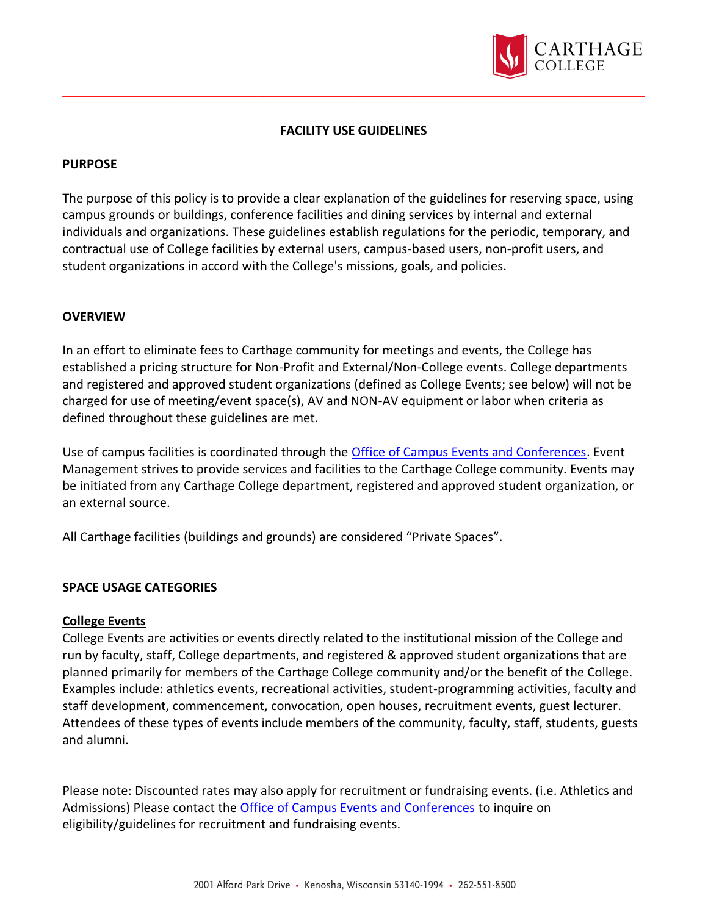# FACILITY USE GUIDELINES

## PURPOSE

The purpose of this policy is to provide a clear explanation of the guidelines for reserving space, using campus grounds or buildings, conference facilities and dining services by internal and external individuals and organizations. These guidelines establish regulations for the periodic, temporary, and contractual use of College facilities by external users, campus-based users, non-profit users, and student organizations in accord with the College's missions, goals, and policies.

## OVERVIEW

In an effort to eliminate fees to Carthage community for meetings and events, the College has established a pricing structure for Non-Profit and External/Non-College events. College departments and registered and approved student organizations (defined as College Events; see below) will not be charged for use of meeting/event space(s), AV and NON-AV equipment or labor when criteria as defined throughout these guidelines are met.

Use of campus facilities is coordinated through the Office of Campus Events and Conferences. Event Management strives to provide services and facilities to the Carthage College community. Events may be initiated from any Carthage College department, registered and approved student organization, or an external source.

All Carthage facilities (buildings and grounds) are considered "Private Spaces".

## SPACE USAGE CATEGORIES

### College Events

College Events are activities or events directly related to the institutional mission of the College and run by faculty, staff, College departments, and registered & approved student organizations that are planned primarily for members of the Carthage College community and/or the benefit of the College. Examples include: athletics events, recreational activities, student-programming activities, faculty and staff development, commencement, convocation, open houses, recruitment events, guest lecturer. Attendees of these types of events include members of the community, faculty, staff, students, guests and alumni.

Please note: Discounted rates may also apply for recruitment or fundraising events. (i.e. Athletics and Admissions) Please contact the Office of Campus Events and Conferences to inquire on eligibility/guidelines for recruitment and fundraising events.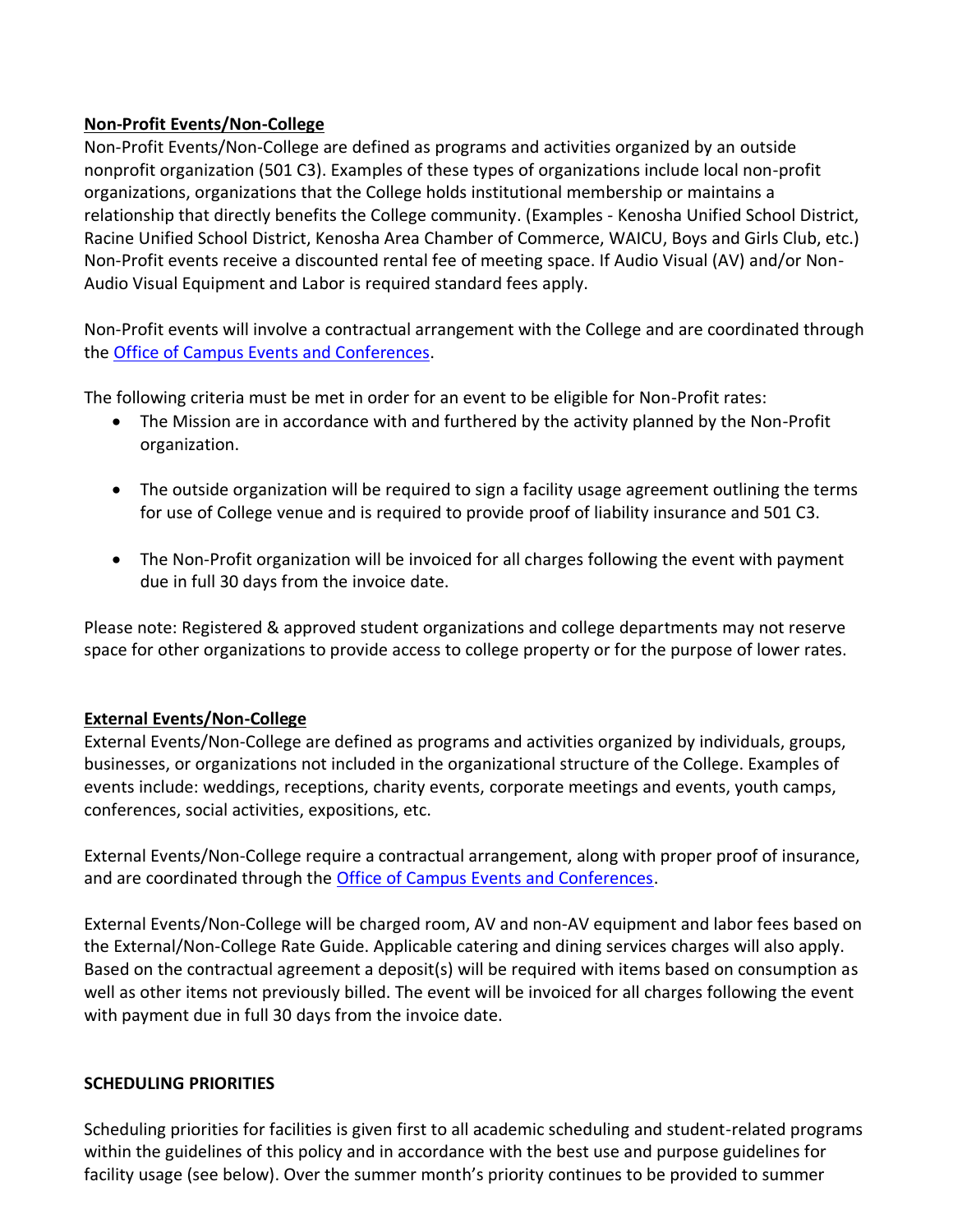**<u>Non-Profit Events/Non-College</u>**

Non-Profit Events/Non-College are defined as programs and activities organized by an outside nonprofit organization (501 C3). Examples of these types of organizations include local non-profit organizations, organizations that the College holds institutional membership or maintains a relationship that directly benefits the College community. (Examples - Kenosha Unified School District, Racine Unified School District, Kenosha Area Chamber of Commerce, WAICU, Boys and Girls Club, etc.) Non-Profit events receive a discounted rental fee of meeting space. If Audio Visual (AV) and/or Non-Audio Visual Equipment and Labor is required standard fees apply.

Non-Profit events will involve a contractual arrangement with the College and are coordinated through the Office of Campus Events and Conferences.

The following criteria must be met in order for an event to be eligible for Non-Profit rates:

- The Mission are in accordance with and furthered by the activity planned by the Non-Profit organization.
- The outside organization will be required to sign a facility usage agreement outlining the terms for use of College venue and is required to provide proof of liability insurance and 501 C3.
- The Non-Profit organization will be invoiced for all charges following the event with payment due in full 30 days from the invoice date.

Please note: Registered & approved student organizations and college departments may not reserve space for other organizations to provide access to college property or for the purpose of lower rates.

**<u>External Events/Non-College</u>**

External Events/Non-College are defined as programs and activities organized by individuals, groups, businesses, or organizations not included in the organizational structure of the College. Examples of events include: weddings, receptions, charity events, corporate meetings and events, youth camps, conferences, social activities, expositions, etc.

External Events/Non-College require a contractual arrangement, along with proper proof of insurance, and are coordinated through the Office of Campus Events and Conferences.

External Events/Non-College will be charged room, AV and non-AV equipment and labor fees based on the External/Non-College Rate Guide. Applicable catering and dining services charges will also apply. Based on the contractual agreement a deposit(s) will be required with items based on consumption as well as other items not previously billed. The event will be invoiced for all charges following the event with payment due in full 30 days from the invoice date.

**SCHEDULING PRIORITIES**

Scheduling priorities for facilities is given first to all academic scheduling and student-related programs within the guidelines of this policy and in accordance with the best use and purpose guidelines for facility usage (see below). Over the summer month's priority continues to be provided to summer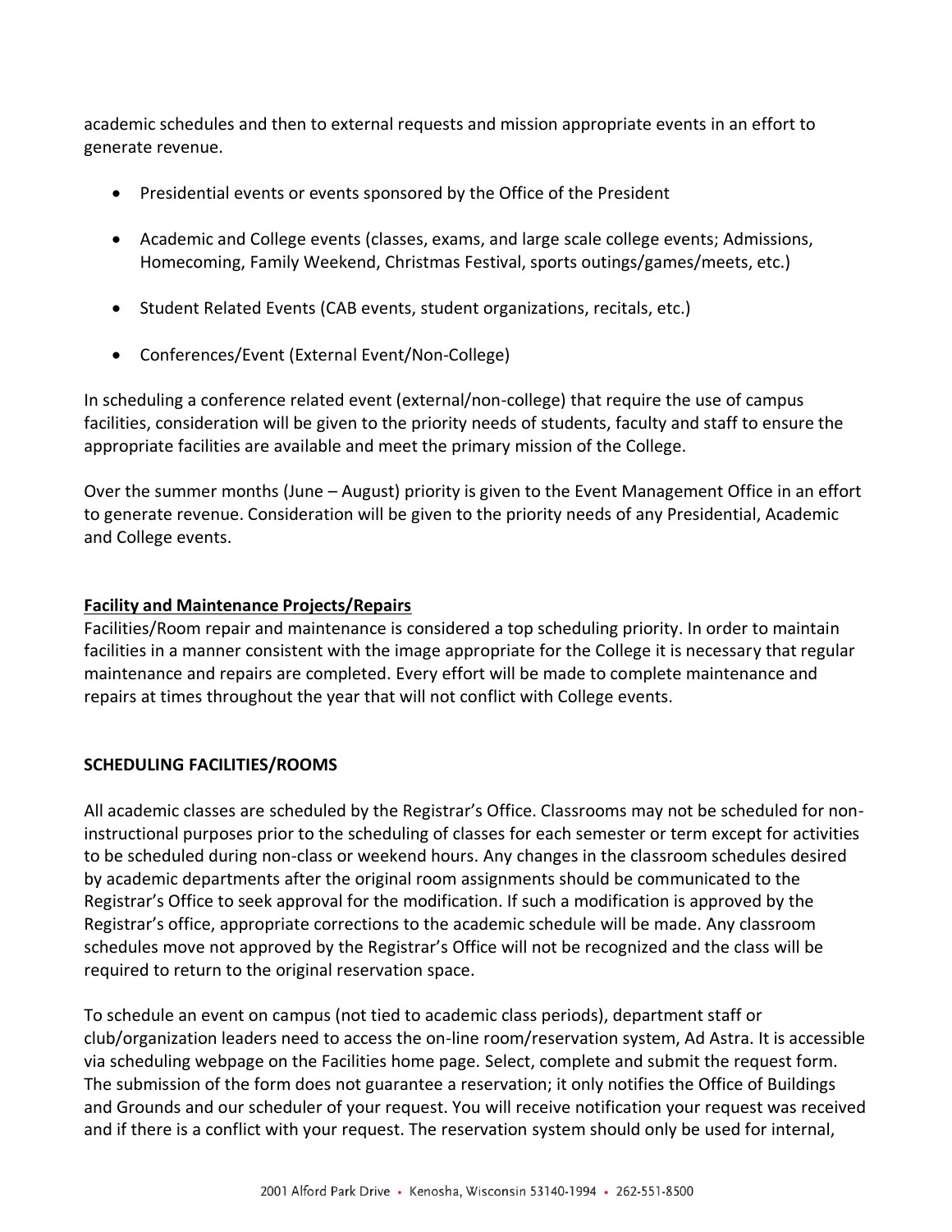academic schedules and then to external requests and mission appropriate events in an effort to generate revenue.

- Presidential events or events sponsored by the Office of the President
- Academic and College events (classes, exams, and large scale college events; Admissions, Homecoming, Family Weekend, Christmas Festival, sports outings/games/meets, etc.)
- Student Related Events (CAB events, student organizations, recitals, etc.)
- Conferences/Event (External Event/Non-College)

In scheduling a conference related event (external/non-college) that require the use of campus facilities, consideration will be given to the priority needs of students, faculty and staff to ensure the appropriate facilities are available and meet the primary mission of the College.

Over the summer months (June – August) priority is given to the Event Management Office in an effort to generate revenue. Consideration will be given to the priority needs of any Presidential, Academic and College events.

**Facility and Maintenance Projects/Repairs**

Facilities/Room repair and maintenance is considered a top scheduling priority. In order to maintain facilities in a manner consistent with the image appropriate for the College it is necessary that regular maintenance and repairs are completed. Every effort will be made to complete maintenance and repairs at times throughout the year that will not conflict with College events.

## SCHEDULING FACILITIES/ROOMS

All academic classes are scheduled by the Registrar's Office. Classrooms may not be scheduled for non-instructional purposes prior to the scheduling of classes for each semester or term except for activities to be scheduled during non-class or weekend hours. Any changes in the classroom schedules desired by academic departments after the original room assignments should be communicated to the Registrar's Office to seek approval for the modification. If such a modification is approved by the Registrar's office, appropriate corrections to the academic schedule will be made. Any classroom schedules move not approved by the Registrar's Office will not be recognized and the class will be required to return to the original reservation space.

To schedule an event on campus (not tied to academic class periods), department staff or club/organization leaders need to access the on-line room/reservation system, Ad Astra. It is accessible via scheduling webpage on the Facilities home page. Select, complete and submit the request form. The submission of the form does not guarantee a reservation; it only notifies the Office of Buildings and Grounds and our scheduler of your request. You will receive notification your request was received and if there is a conflict with your request. The reservation system should only be used for internal,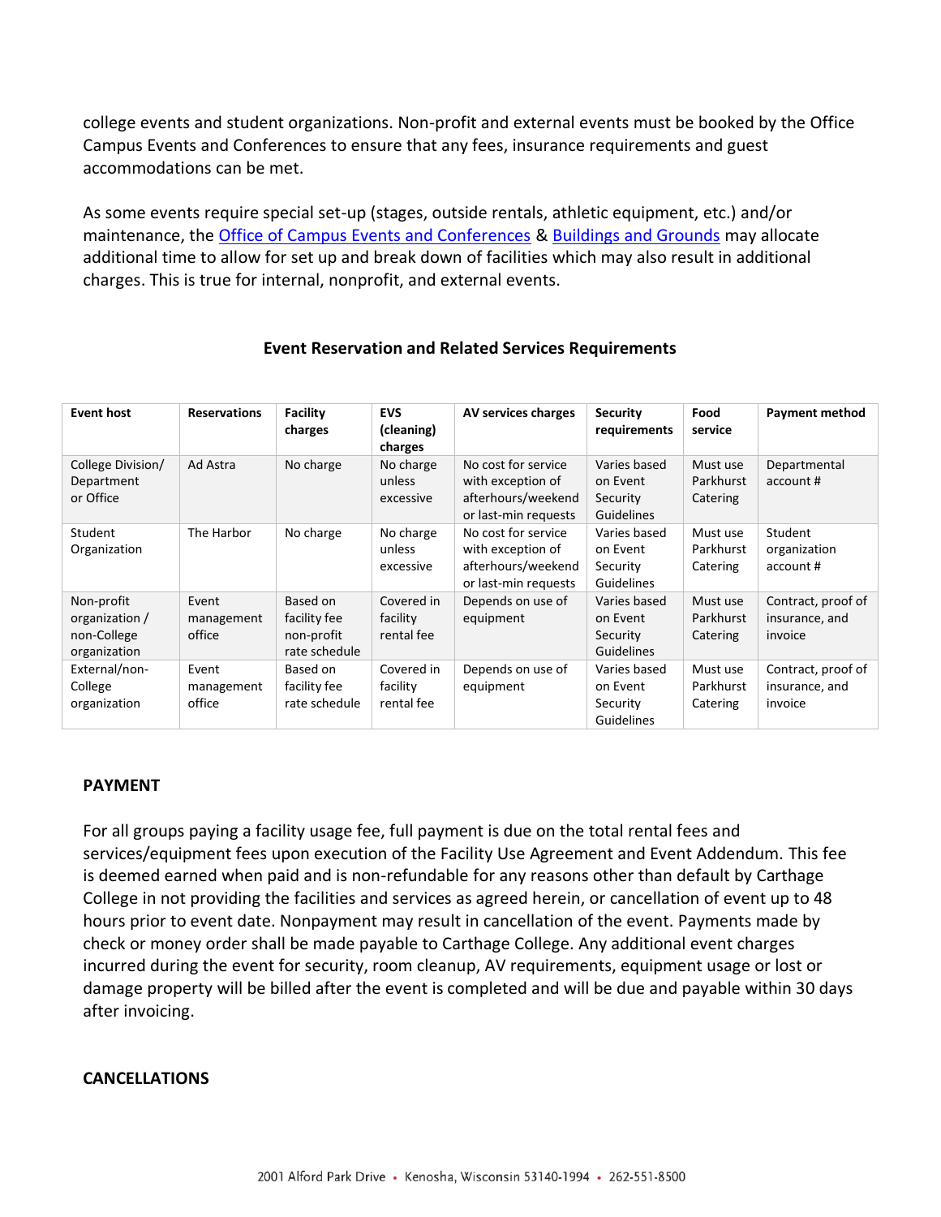college events and student organizations. Non-profit and external events must be booked by the Office Campus Events and Conferences to ensure that any fees, insurance requirements and guest accommodations can be met.

As some events require special set-up (stages, outside rentals, athletic equipment, etc.) and/or maintenance, the [Office of Campus Events and Conferences](#) & [Buildings and Grounds](#) may allocate additional time to allow for set up and break down of facilities which may also result in additional charges. This is true for internal, nonprofit, and external events.

### Event Reservation and Related Services Requirements

| Event host | Reservations | Facility charges | EVS (cleaning) charges | AV services charges | Security requirements | Food service | Payment method |
|---|---|---|---|---|---|---|---|
| College Division/ Department or Office | Ad Astra | No charge | No charge unless excessive | No cost for service with exception of afterhours/weekend or last-min requests | Varies based on Event Security Guidelines | Must use Parkhurst Catering | Departmental account # |
| Student Organization | The Harbor | No charge | No charge unless excessive | No cost for service with exception of afterhours/weekend or last-min requests | Varies based on Event Security Guidelines | Must use Parkhurst Catering | Student organization account # |
| Non-profit organization / non-College organization | Event management office | Based on facility fee non-profit rate schedule | Covered in facility rental fee | Depends on use of equipment | Varies based on Event Security Guidelines | Must use Parkhurst Catering | Contract, proof of insurance, and invoice |
| External/non-College organization | Event management office | Based on facility fee rate schedule | Covered in facility rental fee | Depends on use of equipment | Varies based on Event Security Guidelines | Must use Parkhurst Catering | Contract, proof of insurance, and invoice |

## PAYMENT

For all groups paying a facility usage fee, full payment is due on the total rental fees and services/equipment fees upon execution of the Facility Use Agreement and Event Addendum. This fee is deemed earned when paid and is non-refundable for any reasons other than default by Carthage College in not providing the facilities and services as agreed herein, or cancellation of event up to 48 hours prior to event date. Nonpayment may result in cancellation of the event. Payments made by check or money order shall be made payable to Carthage College. Any additional event charges incurred during the event for security, room cleanup, AV requirements, equipment usage or lost or damage property will be billed after the event is completed and will be due and payable within 30 days after invoicing.

## CANCELLATIONS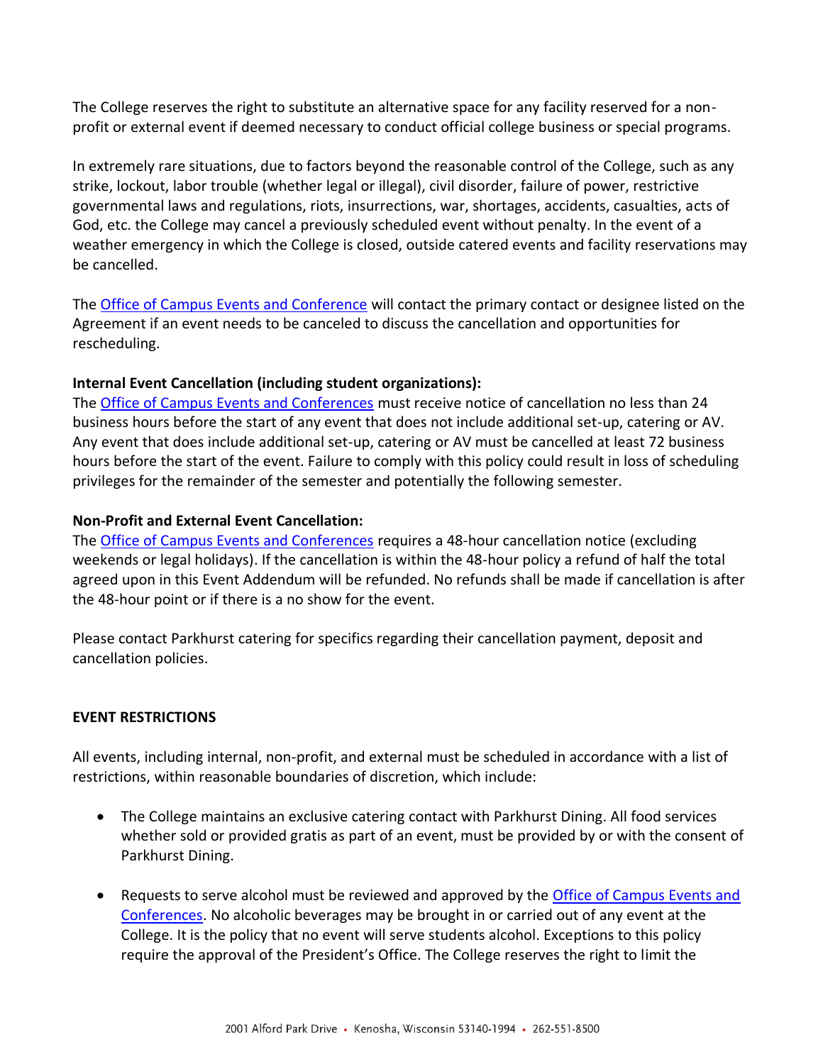The College reserves the right to substitute an alternative space for any facility reserved for a non-profit or external event if deemed necessary to conduct official college business or special programs.

In extremely rare situations, due to factors beyond the reasonable control of the College, such as any strike, lockout, labor trouble (whether legal or illegal), civil disorder, failure of power, restrictive governmental laws and regulations, riots, insurrections, war, shortages, accidents, casualties, acts of God, etc. the College may cancel a previously scheduled event without penalty. In the event of a weather emergency in which the College is closed, outside catered events and facility reservations may be cancelled.

The Office of Campus Events and Conference will contact the primary contact or designee listed on the Agreement if an event needs to be canceled to discuss the cancellation and opportunities for rescheduling.

**Internal Event Cancellation (including student organizations):**
The Office of Campus Events and Conferences must receive notice of cancellation no less than 24 business hours before the start of any event that does not include additional set-up, catering or AV. Any event that does include additional set-up, catering or AV must be cancelled at least 72 business hours before the start of the event. Failure to comply with this policy could result in loss of scheduling privileges for the remainder of the semester and potentially the following semester.

**Non-Profit and External Event Cancellation:**
The Office of Campus Events and Conferences requires a 48-hour cancellation notice (excluding weekends or legal holidays). If the cancellation is within the 48-hour policy a refund of half the total agreed upon in this Event Addendum will be refunded. No refunds shall be made if cancellation is after the 48-hour point or if there is a no show for the event.

Please contact Parkhurst catering for specifics regarding their cancellation payment, deposit and cancellation policies.

**EVENT RESTRICTIONS**

All events, including internal, non-profit, and external must be scheduled in accordance with a list of restrictions, within reasonable boundaries of discretion, which include:

- The College maintains an exclusive catering contact with Parkhurst Dining. All food services whether sold or provided gratis as part of an event, must be provided by or with the consent of Parkhurst Dining.
- Requests to serve alcohol must be reviewed and approved by the Office of Campus Events and Conferences. No alcoholic beverages may be brought in or carried out of any event at the College. It is the policy that no event will serve students alcohol. Exceptions to this policy require the approval of the President's Office. The College reserves the right to limit the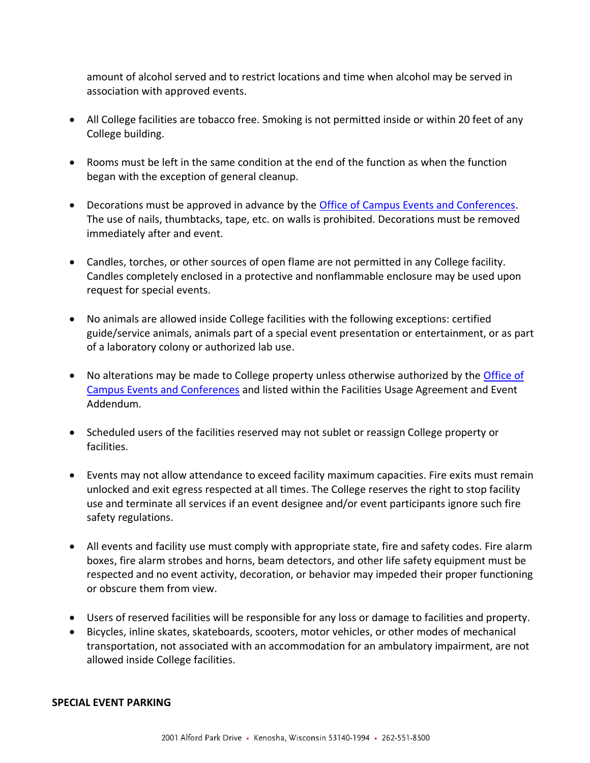amount of alcohol served and to restrict locations and time when alcohol may be served in association with approved events.

- All College facilities are tobacco free. Smoking is not permitted inside or within 20 feet of any College building.
- Rooms must be left in the same condition at the end of the function as when the function began with the exception of general cleanup.
- Decorations must be approved in advance by the Office of Campus Events and Conferences. The use of nails, thumbtacks, tape, etc. on walls is prohibited. Decorations must be removed immediately after and event.
- Candles, torches, or other sources of open flame are not permitted in any College facility. Candles completely enclosed in a protective and nonflammable enclosure may be used upon request for special events.
- No animals are allowed inside College facilities with the following exceptions: certified guide/service animals, animals part of a special event presentation or entertainment, or as part of a laboratory colony or authorized lab use.
- No alterations may be made to College property unless otherwise authorized by the Office of Campus Events and Conferences and listed within the Facilities Usage Agreement and Event Addendum.
- Scheduled users of the facilities reserved may not sublet or reassign College property or facilities.
- Events may not allow attendance to exceed facility maximum capacities. Fire exits must remain unlocked and exit egress respected at all times. The College reserves the right to stop facility use and terminate all services if an event designee and/or event participants ignore such fire safety regulations.
- All events and facility use must comply with appropriate state, fire and safety codes. Fire alarm boxes, fire alarm strobes and horns, beam detectors, and other life safety equipment must be respected and no event activity, decoration, or behavior may impeded their proper functioning or obscure them from view.
- Users of reserved facilities will be responsible for any loss or damage to facilities and property.
- Bicycles, inline skates, skateboards, scooters, motor vehicles, or other modes of mechanical transportation, not associated with an accommodation for an ambulatory impairment, are not allowed inside College facilities.

**SPECIAL EVENT PARKING**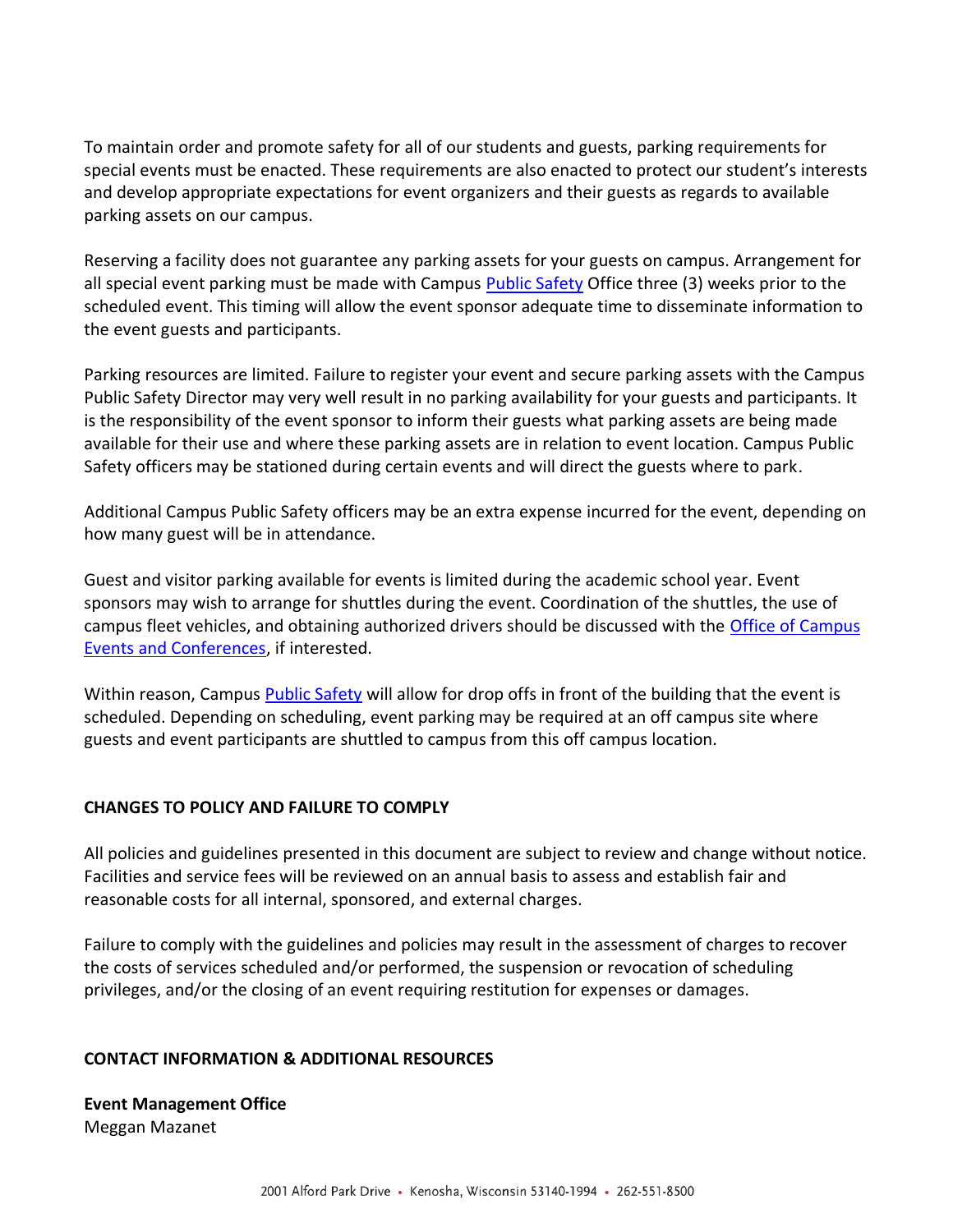To maintain order and promote safety for all of our students and guests, parking requirements for special events must be enacted. These requirements are also enacted to protect our student's interests and develop appropriate expectations for event organizers and their guests as regards to available parking assets on our campus.

Reserving a facility does not guarantee any parking assets for your guests on campus. Arrangement for all special event parking must be made with Campus Public Safety Office three (3) weeks prior to the scheduled event. This timing will allow the event sponsor adequate time to disseminate information to the event guests and participants.

Parking resources are limited. Failure to register your event and secure parking assets with the Campus Public Safety Director may very well result in no parking availability for your guests and participants. It is the responsibility of the event sponsor to inform their guests what parking assets are being made available for their use and where these parking assets are in relation to event location. Campus Public Safety officers may be stationed during certain events and will direct the guests where to park.

Additional Campus Public Safety officers may be an extra expense incurred for the event, depending on how many guest will be in attendance.

Guest and visitor parking available for events is limited during the academic school year. Event sponsors may wish to arrange for shuttles during the event. Coordination of the shuttles, the use of campus fleet vehicles, and obtaining authorized drivers should be discussed with the Office of Campus Events and Conferences, if interested.

Within reason, Campus Public Safety will allow for drop offs in front of the building that the event is scheduled. Depending on scheduling, event parking may be required at an off campus site where guests and event participants are shuttled to campus from this off campus location.

## CHANGES TO POLICY AND FAILURE TO COMPLY

All policies and guidelines presented in this document are subject to review and change without notice. Facilities and service fees will be reviewed on an annual basis to assess and establish fair and reasonable costs for all internal, sponsored, and external charges.

Failure to comply with the guidelines and policies may result in the assessment of charges to recover the costs of services scheduled and/or performed, the suspension or revocation of scheduling privileges, and/or the closing of an event requiring restitution for expenses or damages.

## CONTACT INFORMATION & ADDITIONAL RESOURCES

**Event Management Office**
Meggan Mazanet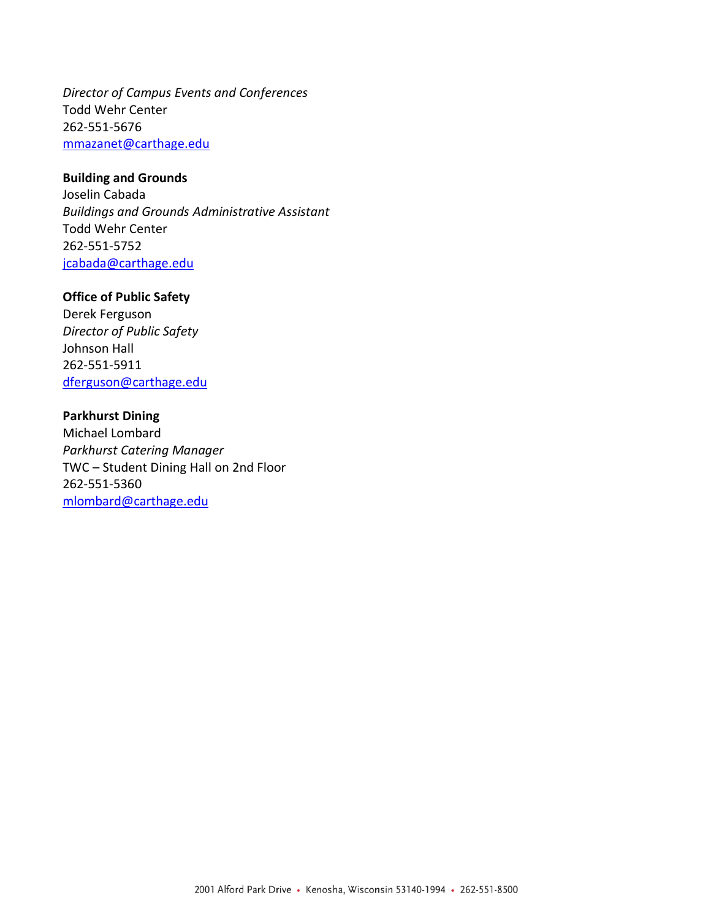*Director of Campus Events and Conferences*
Todd Wehr Center
262-551-5676
mmazanet@carthage.edu

**Building and Grounds**
Joselin Cabada
*Buildings and Grounds Administrative Assistant*
Todd Wehr Center
262-551-5752
jcabada@carthage.edu

**Office of Public Safety**
Derek Ferguson
*Director of Public Safety*
Johnson Hall
262-551-5911
dferguson@carthage.edu

**Parkhurst Dining**
Michael Lombard
*Parkhurst Catering Manager*
TWC – Student Dining Hall on 2nd Floor
262-551-5360
mlombard@carthage.edu